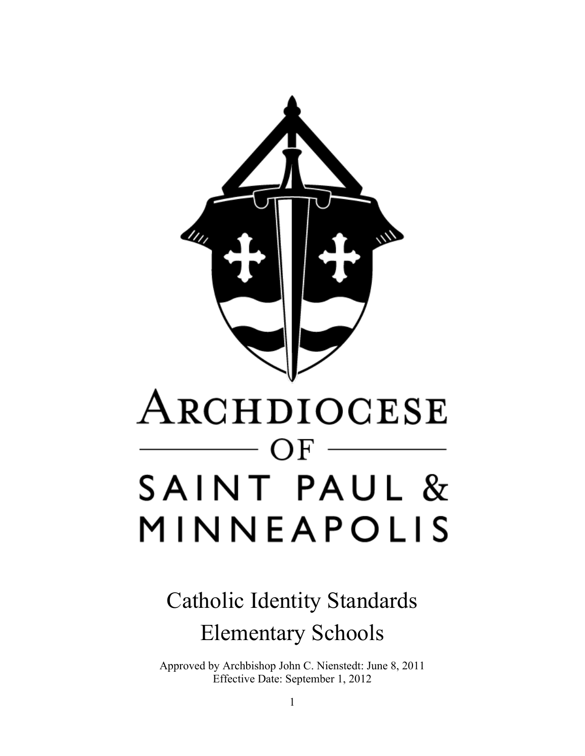# Archdiocese of Saint Paul & Minneapolis

# Catholic Identity Standards
# Elementary Schools

Approved by Archbishop John C. Nienstedt: June 8, 2011
Effective Date: September 1, 2012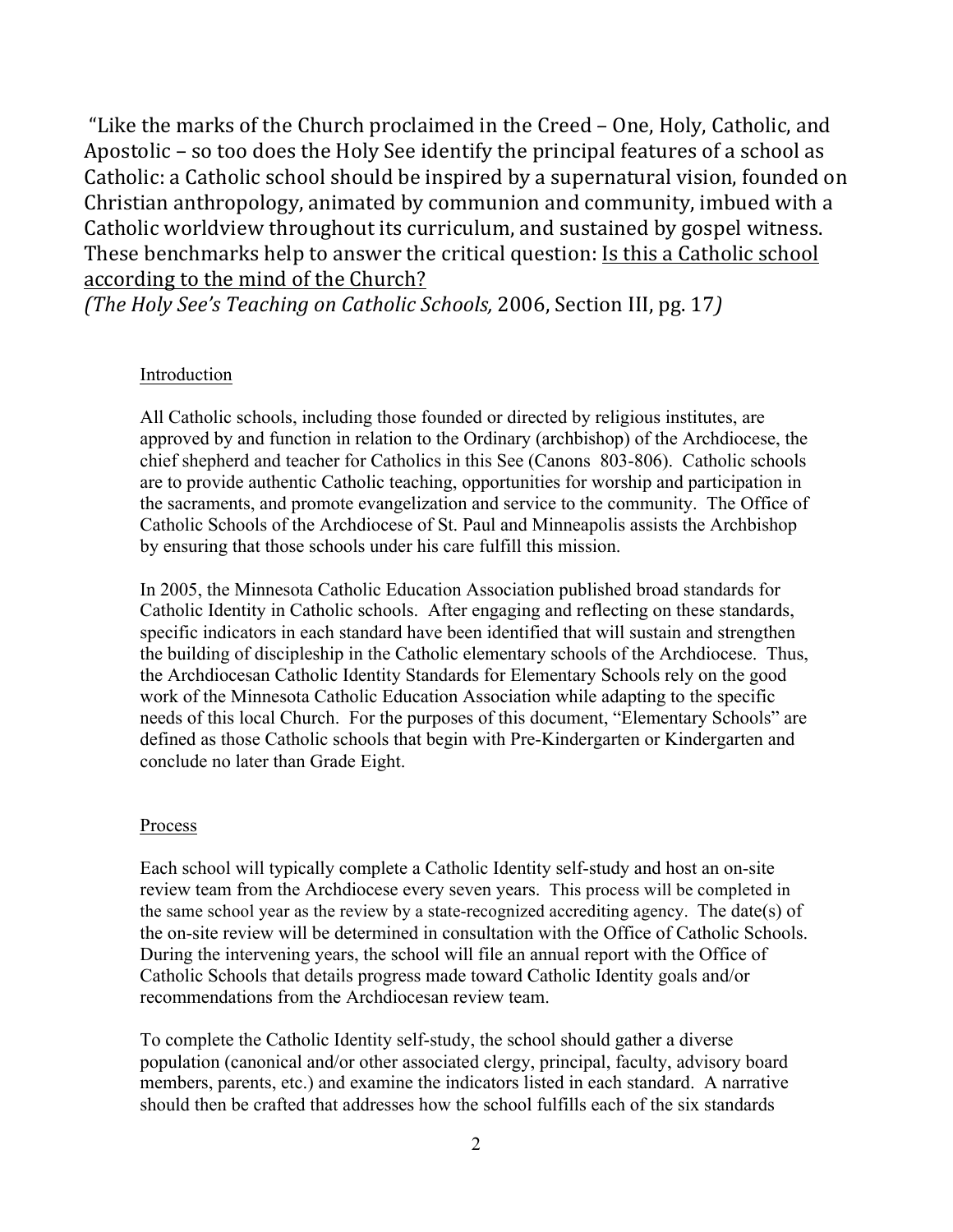"Like the marks of the Church proclaimed in the Creed – One, Holy, Catholic, and Apostolic – so too does the Holy See identify the principal features of a school as Catholic: a Catholic school should be inspired by a supernatural vision, founded on Christian anthropology, animated by communion and community, imbued with a Catholic worldview throughout its curriculum, and sustained by gospel witness. These benchmarks help to answer the critical question: Is this a Catholic school according to the mind of the Church?

*(The Holy See's Teaching on Catholic Schools,* 2006, Section III, pg. 17*)*

## Introduction

All Catholic schools, including those founded or directed by religious institutes, are approved by and function in relation to the Ordinary (archbishop) of the Archdiocese, the chief shepherd and teacher for Catholics in this See (Canons 803-806). Catholic schools are to provide authentic Catholic teaching, opportunities for worship and participation in the sacraments, and promote evangelization and service to the community. The Office of Catholic Schools of the Archdiocese of St. Paul and Minneapolis assists the Archbishop by ensuring that those schools under his care fulfill this mission.

In 2005, the Minnesota Catholic Education Association published broad standards for Catholic Identity in Catholic schools. After engaging and reflecting on these standards, specific indicators in each standard have been identified that will sustain and strengthen the building of discipleship in the Catholic elementary schools of the Archdiocese. Thus, the Archdiocesan Catholic Identity Standards for Elementary Schools rely on the good work of the Minnesota Catholic Education Association while adapting to the specific needs of this local Church. For the purposes of this document, "Elementary Schools" are defined as those Catholic schools that begin with Pre-Kindergarten or Kindergarten and conclude no later than Grade Eight.

## Process

Each school will typically complete a Catholic Identity self-study and host an on-site review team from the Archdiocese every seven years. This process will be completed in the same school year as the review by a state-recognized accrediting agency. The date(s) of the on-site review will be determined in consultation with the Office of Catholic Schools. During the intervening years, the school will file an annual report with the Office of Catholic Schools that details progress made toward Catholic Identity goals and/or recommendations from the Archdiocesan review team.

To complete the Catholic Identity self-study, the school should gather a diverse population (canonical and/or other associated clergy, principal, faculty, advisory board members, parents, etc.) and examine the indicators listed in each standard. A narrative should then be crafted that addresses how the school fulfills each of the six standards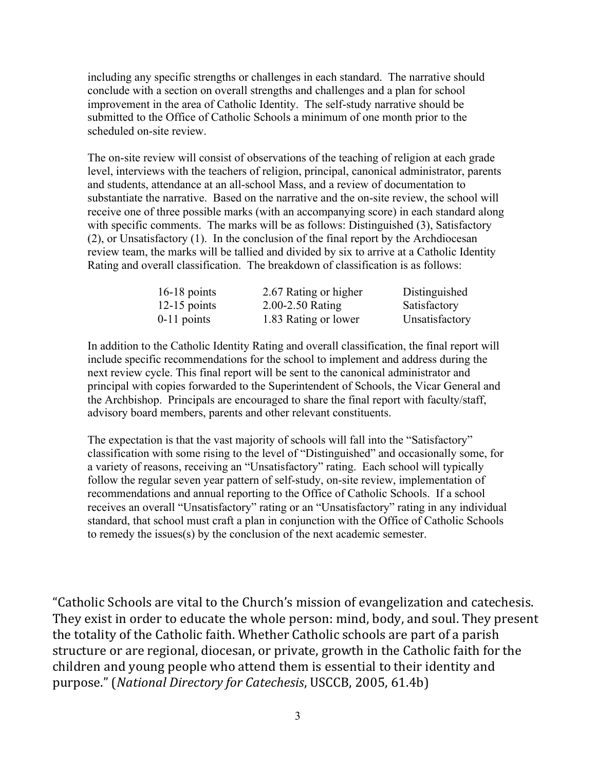including any specific strengths or challenges in each standard. The narrative should conclude with a section on overall strengths and challenges and a plan for school improvement in the area of Catholic Identity. The self-study narrative should be submitted to the Office of Catholic Schools a minimum of one month prior to the scheduled on-site review.

The on-site review will consist of observations of the teaching of religion at each grade level, interviews with the teachers of religion, principal, canonical administrator, parents and students, attendance at an all-school Mass, and a review of documentation to substantiate the narrative. Based on the narrative and the on-site review, the school will receive one of three possible marks (with an accompanying score) in each standard along with specific comments. The marks will be as follows: Distinguished (3), Satisfactory (2), or Unsatisfactory (1). In the conclusion of the final report by the Archdiocesan review team, the marks will be tallied and divided by six to arrive at a Catholic Identity Rating and overall classification. The breakdown of classification is as follows:

| | | |
|---|---|---|
| 16-18 points | 2.67 Rating or higher | Distinguished |
| 12-15 points | 2.00-2.50 Rating | Satisfactory |
| 0-11 points | 1.83 Rating or lower | Unsatisfactory |

In addition to the Catholic Identity Rating and overall classification, the final report will include specific recommendations for the school to implement and address during the next review cycle. This final report will be sent to the canonical administrator and principal with copies forwarded to the Superintendent of Schools, the Vicar General and the Archbishop. Principals are encouraged to share the final report with faculty/staff, advisory board members, parents and other relevant constituents.

The expectation is that the vast majority of schools will fall into the "Satisfactory" classification with some rising to the level of "Distinguished" and occasionally some, for a variety of reasons, receiving an "Unsatisfactory" rating. Each school will typically follow the regular seven year pattern of self-study, on-site review, implementation of recommendations and annual reporting to the Office of Catholic Schools. If a school receives an overall "Unsatisfactory" rating or an "Unsatisfactory" rating in any individual standard, that school must craft a plan in conjunction with the Office of Catholic Schools to remedy the issues(s) by the conclusion of the next academic semester.

"Catholic Schools are vital to the Church's mission of evangelization and catechesis. They exist in order to educate the whole person: mind, body, and soul. They present the totality of the Catholic faith. Whether Catholic schools are part of a parish structure or are regional, diocesan, or private, growth in the Catholic faith for the children and young people who attend them is essential to their identity and purpose." (*National Directory for Catechesis*, USCCB, 2005, 61.4b)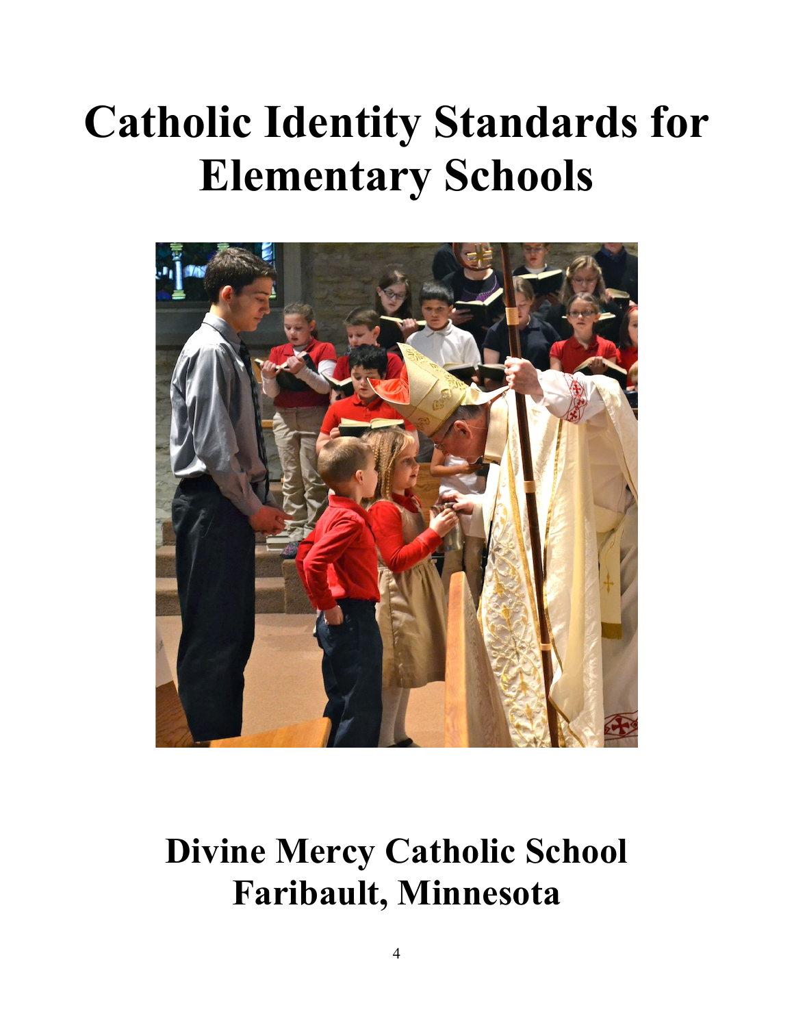# Catholic Identity Standards for Elementary Schools

# Divine Mercy Catholic School
# Faribault, Minnesota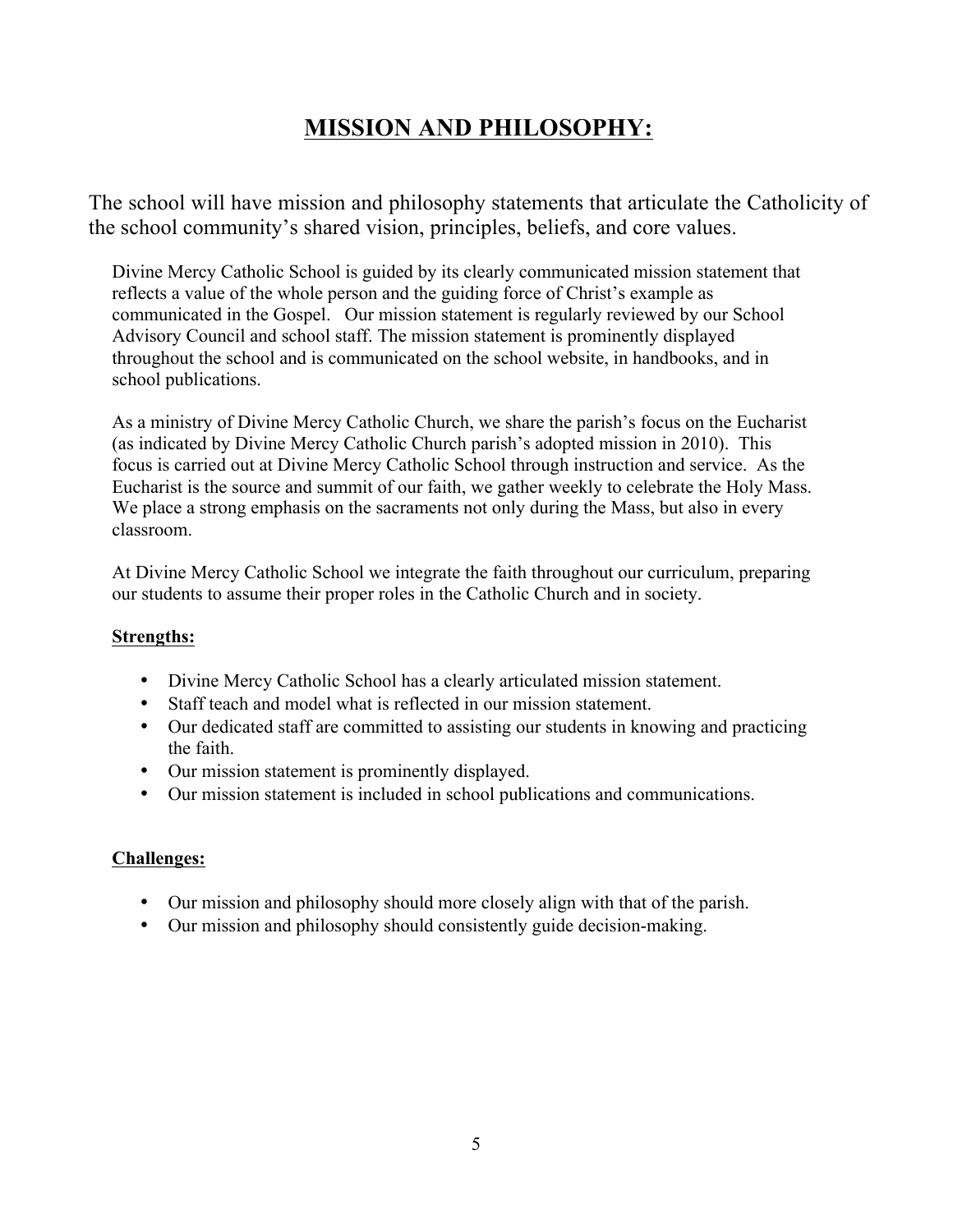# MISSION AND PHILOSOPHY:

The school will have mission and philosophy statements that articulate the Catholicity of the school community's shared vision, principles, beliefs, and core values.

Divine Mercy Catholic School is guided by its clearly communicated mission statement that reflects a value of the whole person and the guiding force of Christ's example as communicated in the Gospel. Our mission statement is regularly reviewed by our School Advisory Council and school staff. The mission statement is prominently displayed throughout the school and is communicated on the school website, in handbooks, and in school publications.

As a ministry of Divine Mercy Catholic Church, we share the parish's focus on the Eucharist (as indicated by Divine Mercy Catholic Church parish's adopted mission in 2010). This focus is carried out at Divine Mercy Catholic School through instruction and service. As the Eucharist is the source and summit of our faith, we gather weekly to celebrate the Holy Mass. We place a strong emphasis on the sacraments not only during the Mass, but also in every classroom.

At Divine Mercy Catholic School we integrate the faith throughout our curriculum, preparing our students to assume their proper roles in the Catholic Church and in society.

**Strengths:**

- Divine Mercy Catholic School has a clearly articulated mission statement.
- Staff teach and model what is reflected in our mission statement.
- Our dedicated staff are committed to assisting our students in knowing and practicing the faith.
- Our mission statement is prominently displayed.
- Our mission statement is included in school publications and communications.

**Challenges:**

- Our mission and philosophy should more closely align with that of the parish.
- Our mission and philosophy should consistently guide decision-making.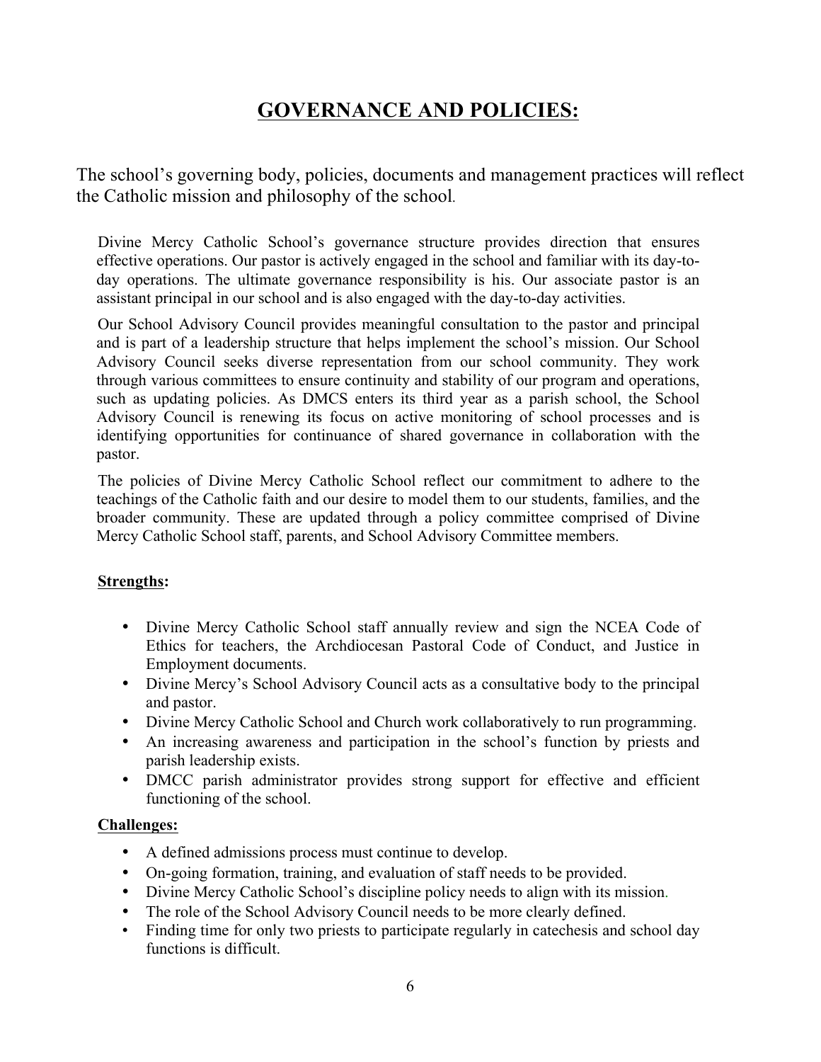# GOVERNANCE AND POLICIES:

The school's governing body, policies, documents and management practices will reflect the Catholic mission and philosophy of the school.

Divine Mercy Catholic School's governance structure provides direction that ensures effective operations. Our pastor is actively engaged in the school and familiar with its day-to-day operations. The ultimate governance responsibility is his. Our associate pastor is an assistant principal in our school and is also engaged with the day-to-day activities.

Our School Advisory Council provides meaningful consultation to the pastor and principal and is part of a leadership structure that helps implement the school's mission. Our School Advisory Council seeks diverse representation from our school community. They work through various committees to ensure continuity and stability of our program and operations, such as updating policies. As DMCS enters its third year as a parish school, the School Advisory Council is renewing its focus on active monitoring of school processes and is identifying opportunities for continuance of shared governance in collaboration with the pastor.

The policies of Divine Mercy Catholic School reflect our commitment to adhere to the teachings of the Catholic faith and our desire to model them to our students, families, and the broader community. These are updated through a policy committee comprised of Divine Mercy Catholic School staff, parents, and School Advisory Committee members.

**Strengths:**

- Divine Mercy Catholic School staff annually review and sign the NCEA Code of Ethics for teachers, the Archdiocesan Pastoral Code of Conduct, and Justice in Employment documents.
- Divine Mercy's School Advisory Council acts as a consultative body to the principal and pastor.
- Divine Mercy Catholic School and Church work collaboratively to run programming.
- An increasing awareness and participation in the school's function by priests and parish leadership exists.
- DMCC parish administrator provides strong support for effective and efficient functioning of the school.

**Challenges:**

- A defined admissions process must continue to develop.
- On-going formation, training, and evaluation of staff needs to be provided.
- Divine Mercy Catholic School's discipline policy needs to align with its mission.
- The role of the School Advisory Council needs to be more clearly defined.
- Finding time for only two priests to participate regularly in catechesis and school day functions is difficult.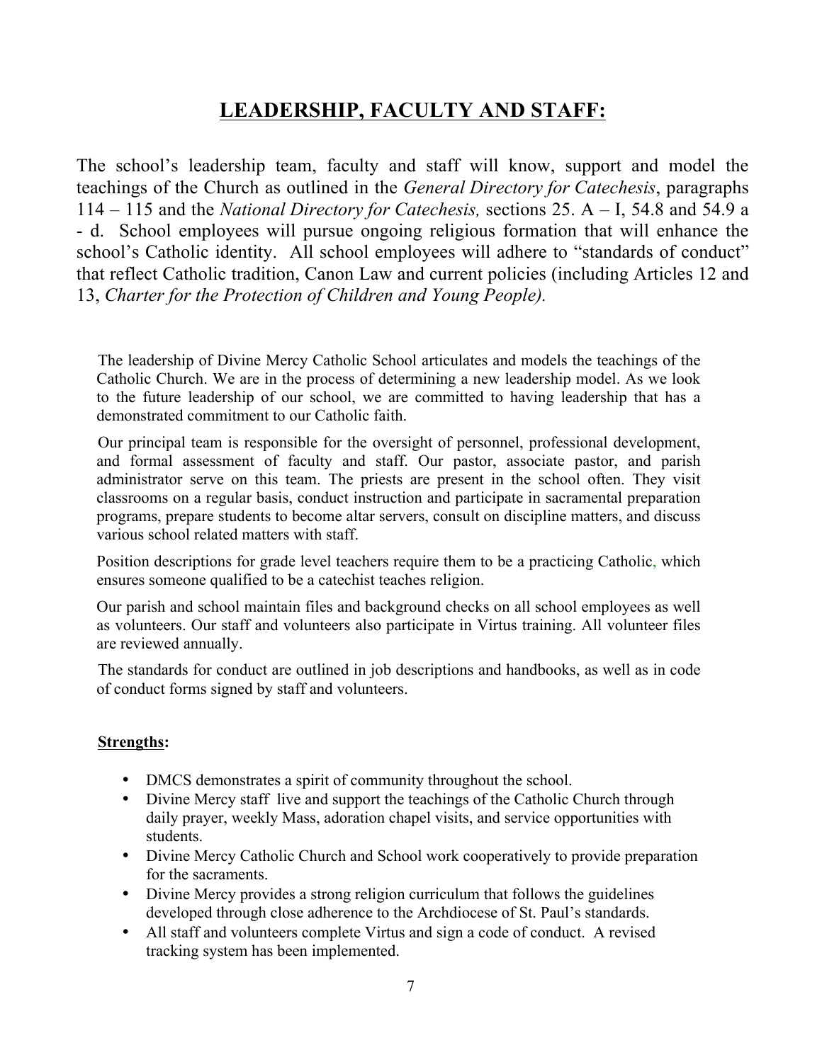## LEADERSHIP, FACULTY AND STAFF:

The school's leadership team, faculty and staff will know, support and model the teachings of the Church as outlined in the *General Directory for Catechesis*, paragraphs 114 – 115 and the *National Directory for Catechesis,* sections 25. A – I, 54.8 and 54.9 a - d. School employees will pursue ongoing religious formation that will enhance the school's Catholic identity. All school employees will adhere to "standards of conduct" that reflect Catholic tradition, Canon Law and current policies (including Articles 12 and 13, *Charter for the Protection of Children and Young People).*

The leadership of Divine Mercy Catholic School articulates and models the teachings of the Catholic Church. We are in the process of determining a new leadership model. As we look to the future leadership of our school, we are committed to having leadership that has a demonstrated commitment to our Catholic faith.

Our principal team is responsible for the oversight of personnel, professional development, and formal assessment of faculty and staff. Our pastor, associate pastor, and parish administrator serve on this team. The priests are present in the school often. They visit classrooms on a regular basis, conduct instruction and participate in sacramental preparation programs, prepare students to become altar servers, consult on discipline matters, and discuss various school related matters with staff.

Position descriptions for grade level teachers require them to be a practicing Catholic, which ensures someone qualified to be a catechist teaches religion.

Our parish and school maintain files and background checks on all school employees as well as volunteers. Our staff and volunteers also participate in Virtus training. All volunteer files are reviewed annually.

The standards for conduct are outlined in job descriptions and handbooks, as well as in code of conduct forms signed by staff and volunteers.

**Strengths:**

- DMCS demonstrates a spirit of community throughout the school.
- Divine Mercy staff live and support the teachings of the Catholic Church through daily prayer, weekly Mass, adoration chapel visits, and service opportunities with students.
- Divine Mercy Catholic Church and School work cooperatively to provide preparation for the sacraments.
- Divine Mercy provides a strong religion curriculum that follows the guidelines developed through close adherence to the Archdiocese of St. Paul's standards.
- All staff and volunteers complete Virtus and sign a code of conduct. A revised tracking system has been implemented.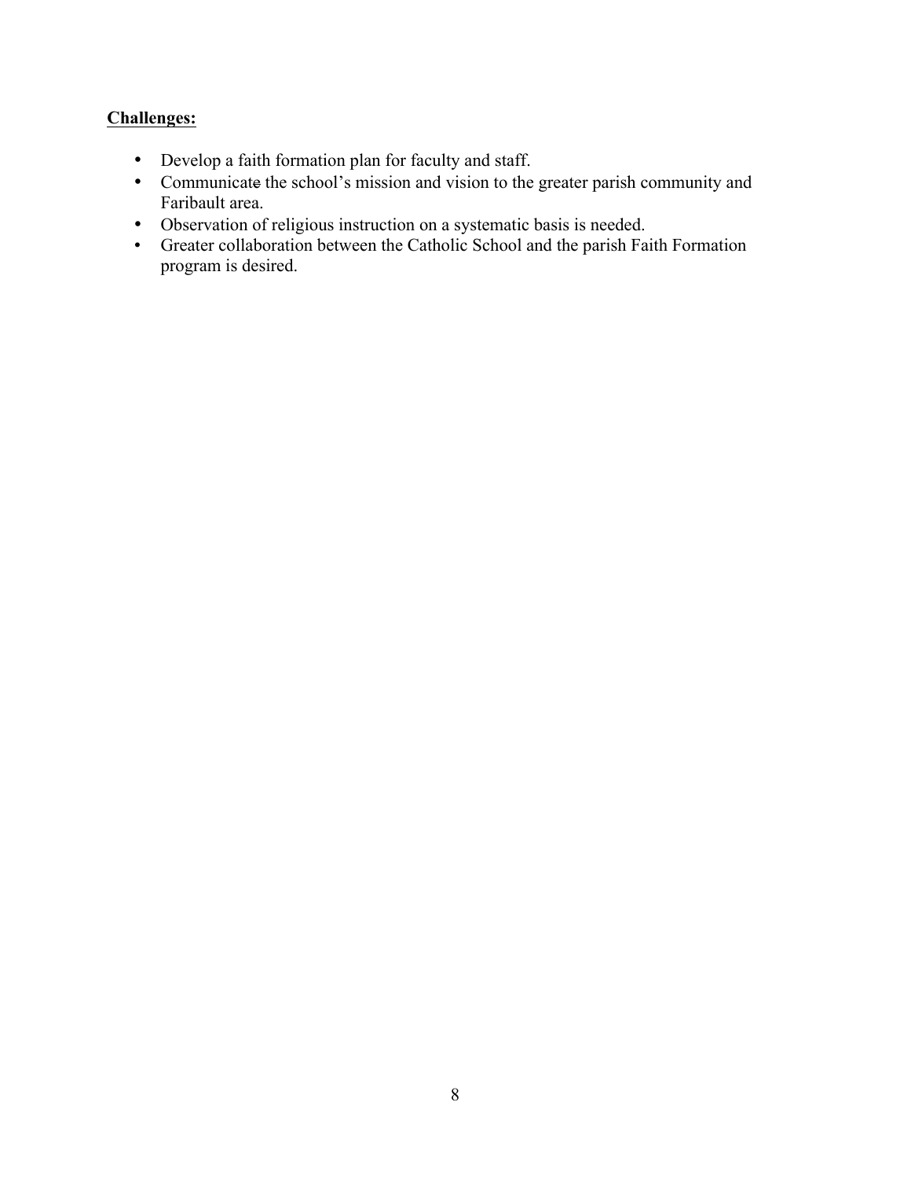**Challenges:**

- Develop a faith formation plan for faculty and staff.
- Communicate the school's mission and vision to the greater parish community and Faribault area.
- Observation of religious instruction on a systematic basis is needed.
- Greater collaboration between the Catholic School and the parish Faith Formation program is desired.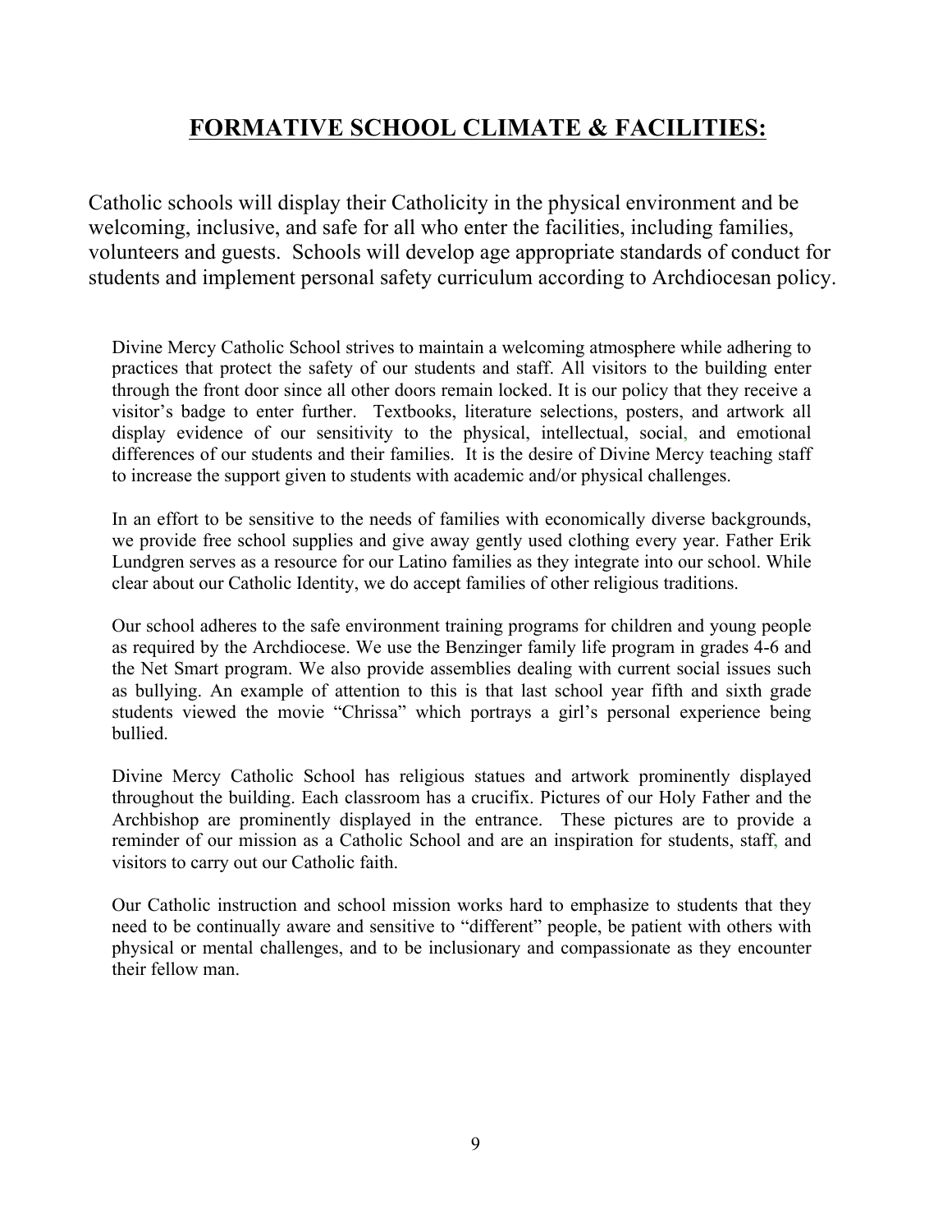## FORMATIVE SCHOOL CLIMATE & FACILITIES:

Catholic schools will display their Catholicity in the physical environment and be welcoming, inclusive, and safe for all who enter the facilities, including families, volunteers and guests. Schools will develop age appropriate standards of conduct for students and implement personal safety curriculum according to Archdiocesan policy.

Divine Mercy Catholic School strives to maintain a welcoming atmosphere while adhering to practices that protect the safety of our students and staff. All visitors to the building enter through the front door since all other doors remain locked. It is our policy that they receive a visitor's badge to enter further. Textbooks, literature selections, posters, and artwork all display evidence of our sensitivity to the physical, intellectual, social, and emotional differences of our students and their families. It is the desire of Divine Mercy teaching staff to increase the support given to students with academic and/or physical challenges.

In an effort to be sensitive to the needs of families with economically diverse backgrounds, we provide free school supplies and give away gently used clothing every year. Father Erik Lundgren serves as a resource for our Latino families as they integrate into our school. While clear about our Catholic Identity, we do accept families of other religious traditions.

Our school adheres to the safe environment training programs for children and young people as required by the Archdiocese. We use the Benzinger family life program in grades 4-6 and the Net Smart program. We also provide assemblies dealing with current social issues such as bullying. An example of attention to this is that last school year fifth and sixth grade students viewed the movie "Chrissa" which portrays a girl's personal experience being bullied.

Divine Mercy Catholic School has religious statues and artwork prominently displayed throughout the building. Each classroom has a crucifix. Pictures of our Holy Father and the Archbishop are prominently displayed in the entrance. These pictures are to provide a reminder of our mission as a Catholic School and are an inspiration for students, staff, and visitors to carry out our Catholic faith.

Our Catholic instruction and school mission works hard to emphasize to students that they need to be continually aware and sensitive to "different" people, be patient with others with physical or mental challenges, and to be inclusionary and compassionate as they encounter their fellow man.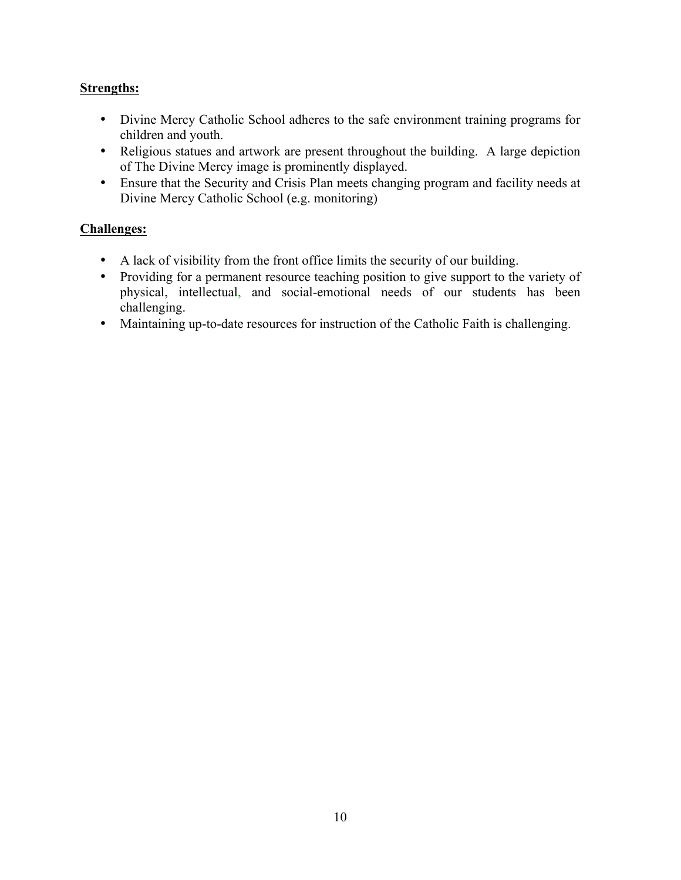**Strengths:**

- Divine Mercy Catholic School adheres to the safe environment training programs for children and youth.
- Religious statues and artwork are present throughout the building. A large depiction of The Divine Mercy image is prominently displayed.
- Ensure that the Security and Crisis Plan meets changing program and facility needs at Divine Mercy Catholic School (e.g. monitoring)

**Challenges:**

- A lack of visibility from the front office limits the security of our building.
- Providing for a permanent resource teaching position to give support to the variety of physical, intellectual, and social-emotional needs of our students has been challenging.
- Maintaining up-to-date resources for instruction of the Catholic Faith is challenging.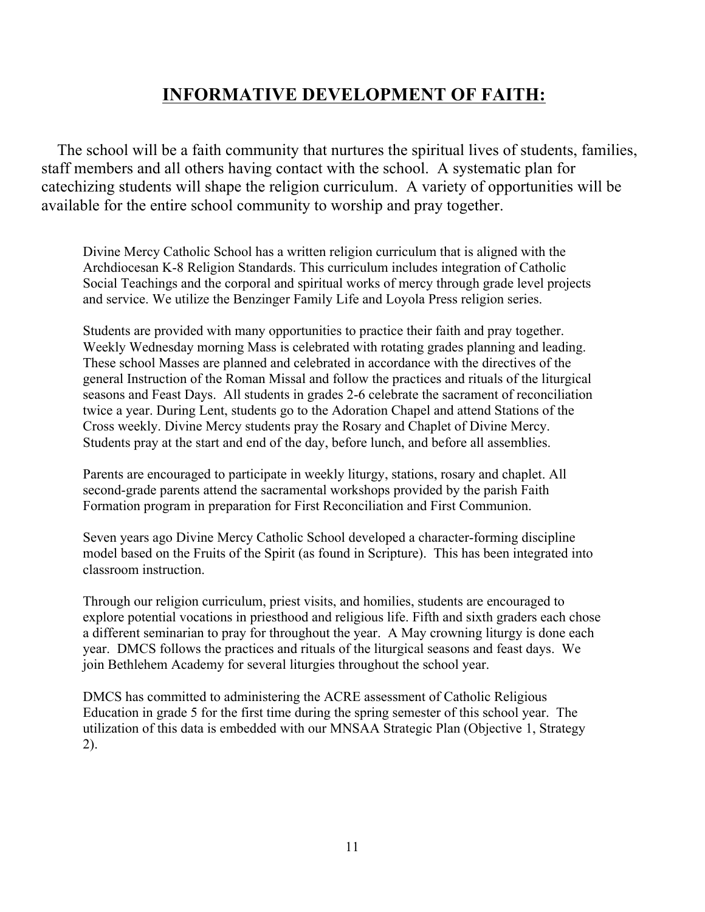# **INFORMATIVE DEVELOPMENT OF FAITH:**

The school will be a faith community that nurtures the spiritual lives of students, families, staff members and all others having contact with the school. A systematic plan for catechizing students will shape the religion curriculum. A variety of opportunities will be available for the entire school community to worship and pray together.

Divine Mercy Catholic School has a written religion curriculum that is aligned with the Archdiocesan K-8 Religion Standards. This curriculum includes integration of Catholic Social Teachings and the corporal and spiritual works of mercy through grade level projects and service. We utilize the Benzinger Family Life and Loyola Press religion series.

Students are provided with many opportunities to practice their faith and pray together. Weekly Wednesday morning Mass is celebrated with rotating grades planning and leading. These school Masses are planned and celebrated in accordance with the directives of the general Instruction of the Roman Missal and follow the practices and rituals of the liturgical seasons and Feast Days. All students in grades 2-6 celebrate the sacrament of reconciliation twice a year. During Lent, students go to the Adoration Chapel and attend Stations of the Cross weekly. Divine Mercy students pray the Rosary and Chaplet of Divine Mercy. Students pray at the start and end of the day, before lunch, and before all assemblies.

Parents are encouraged to participate in weekly liturgy, stations, rosary and chaplet. All second-grade parents attend the sacramental workshops provided by the parish Faith Formation program in preparation for First Reconciliation and First Communion.

Seven years ago Divine Mercy Catholic School developed a character-forming discipline model based on the Fruits of the Spirit (as found in Scripture). This has been integrated into classroom instruction.

Through our religion curriculum, priest visits, and homilies, students are encouraged to explore potential vocations in priesthood and religious life. Fifth and sixth graders each chose a different seminarian to pray for throughout the year. A May crowning liturgy is done each year. DMCS follows the practices and rituals of the liturgical seasons and feast days. We join Bethlehem Academy for several liturgies throughout the school year.

DMCS has committed to administering the ACRE assessment of Catholic Religious Education in grade 5 for the first time during the spring semester of this school year. The utilization of this data is embedded with our MNSAA Strategic Plan (Objective 1, Strategy 2).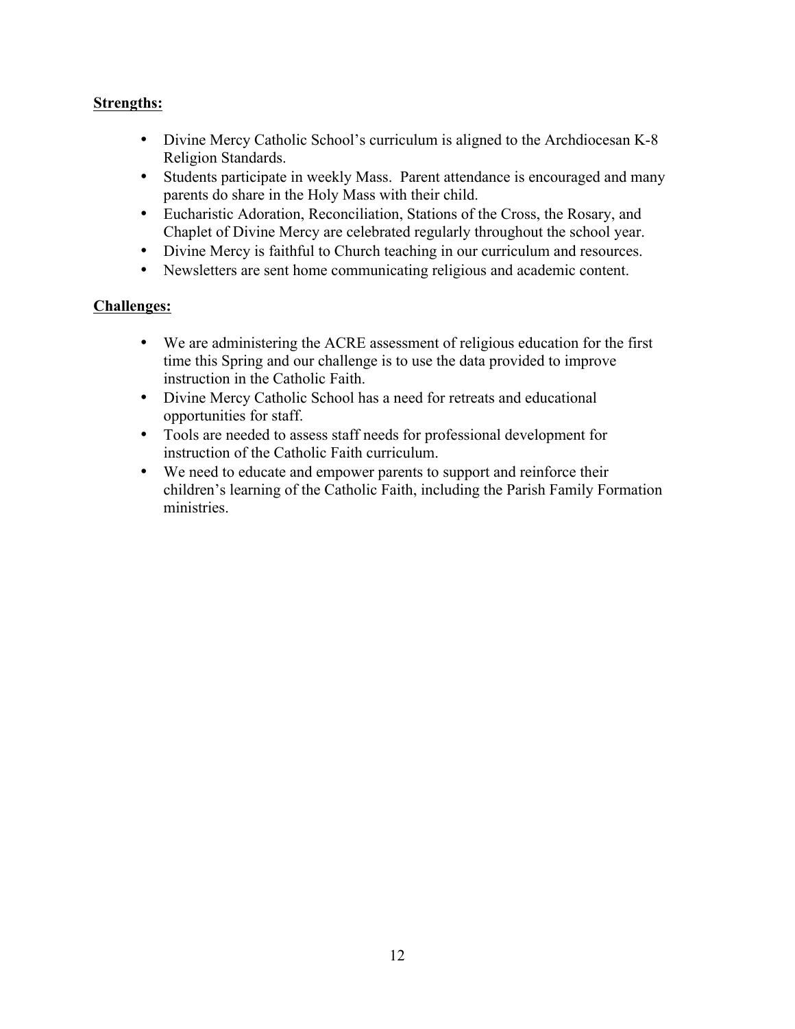**Strengths:**

- Divine Mercy Catholic School's curriculum is aligned to the Archdiocesan K-8 Religion Standards.
- Students participate in weekly Mass. Parent attendance is encouraged and many parents do share in the Holy Mass with their child.
- Eucharistic Adoration, Reconciliation, Stations of the Cross, the Rosary, and Chaplet of Divine Mercy are celebrated regularly throughout the school year.
- Divine Mercy is faithful to Church teaching in our curriculum and resources.
- Newsletters are sent home communicating religious and academic content.

**Challenges:**

- We are administering the ACRE assessment of religious education for the first time this Spring and our challenge is to use the data provided to improve instruction in the Catholic Faith.
- Divine Mercy Catholic School has a need for retreats and educational opportunities for staff.
- Tools are needed to assess staff needs for professional development for instruction of the Catholic Faith curriculum.
- We need to educate and empower parents to support and reinforce their children's learning of the Catholic Faith, including the Parish Family Formation ministries.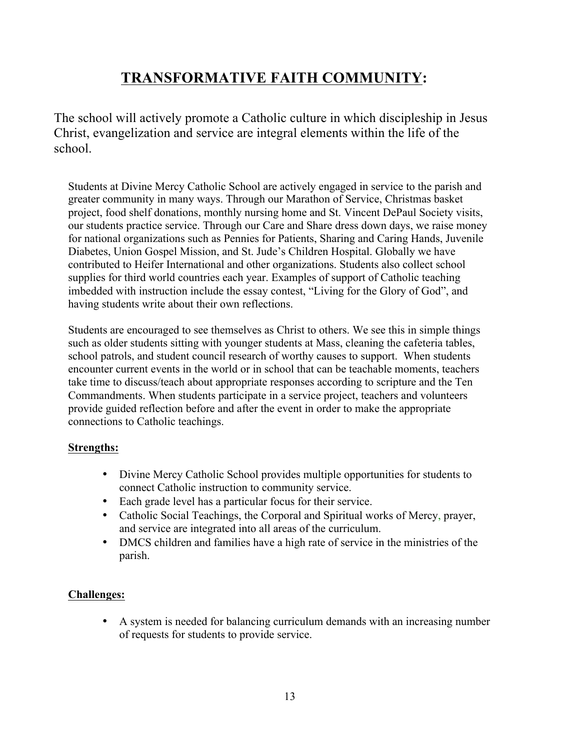# **TRANSFORMATIVE FAITH COMMUNITY:**

The school will actively promote a Catholic culture in which discipleship in Jesus Christ, evangelization and service are integral elements within the life of the school.

Students at Divine Mercy Catholic School are actively engaged in service to the parish and greater community in many ways. Through our Marathon of Service, Christmas basket project, food shelf donations, monthly nursing home and St. Vincent DePaul Society visits, our students practice service. Through our Care and Share dress down days, we raise money for national organizations such as Pennies for Patients, Sharing and Caring Hands, Juvenile Diabetes, Union Gospel Mission, and St. Jude's Children Hospital. Globally we have contributed to Heifer International and other organizations. Students also collect school supplies for third world countries each year. Examples of support of Catholic teaching imbedded with instruction include the essay contest, "Living for the Glory of God", and having students write about their own reflections.

Students are encouraged to see themselves as Christ to others. We see this in simple things such as older students sitting with younger students at Mass, cleaning the cafeteria tables, school patrols, and student council research of worthy causes to support. When students encounter current events in the world or in school that can be teachable moments, teachers take time to discuss/teach about appropriate responses according to scripture and the Ten Commandments. When students participate in a service project, teachers and volunteers provide guided reflection before and after the event in order to make the appropriate connections to Catholic teachings.

**Strengths:**

- Divine Mercy Catholic School provides multiple opportunities for students to connect Catholic instruction to community service.
- Each grade level has a particular focus for their service.
- Catholic Social Teachings, the Corporal and Spiritual works of Mercy, prayer, and service are integrated into all areas of the curriculum.
- DMCS children and families have a high rate of service in the ministries of the parish.

**Challenges:**

- A system is needed for balancing curriculum demands with an increasing number of requests for students to provide service.